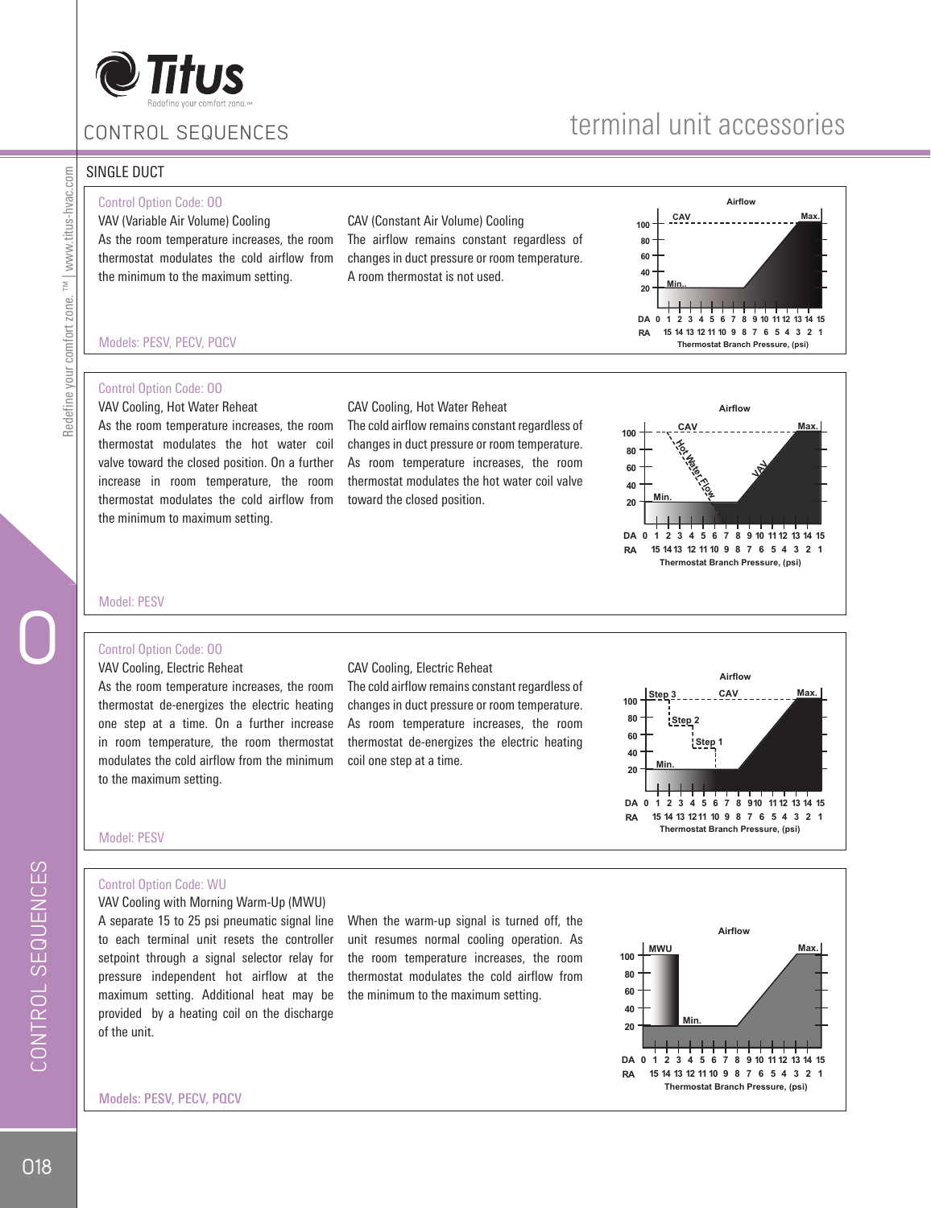# CONTROL SEQUENCES

## terminal unit accessories

### SINGLE DUCT

Control Option Code: 00

VAV (Variable Air Volume) Cooling

As the room temperature increases, the room thermostat modulates the cold airflow from the minimum to the maximum setting.

CAV (Constant Air Volume) Cooling

The airflow remains constant regardless of changes in duct pressure or room temperature. A room thermostat is not used.

Models: PESV, PECV, PQCV

---

Control Option Code: 00

VAV Cooling, Hot Water Reheat

As the room temperature increases, the room thermostat modulates the hot water coil valve toward the closed position. On a further increase in room temperature, the room thermostat modulates the cold airflow from the minimum to maximum setting.

CAV Cooling, Hot Water Reheat

The cold airflow remains constant regardless of changes in duct pressure or room temperature. As room temperature increases, the room thermostat modulates the hot water coil valve toward the closed position.

Model: PESV

---

Control Option Code: 00

VAV Cooling, Electric Reheat

As the room temperature increases, the room thermostat de-energizes the electric heating one step at a time. On a further increase in room temperature, the room thermostat modulates the cold airflow from the minimum to the maximum setting.

CAV Cooling, Electric Reheat

The cold airflow remains constant regardless of changes in duct pressure or room temperature. As room temperature increases, the room thermostat de-energizes the electric heating coil one step at a time.

Model: PESV

---

Control Option Code: WU

VAV Cooling with Morning Warm-Up (MWU)

A separate 15 to 25 psi pneumatic signal line to each terminal unit resets the controller setpoint through a signal selector relay for pressure independent hot airflow at the maximum setting. Additional heat may be provided by a heating coil on the discharge of the unit.

When the warm-up signal is turned off, the unit resumes normal cooling operation. As the room temperature increases, the room thermostat modulates the cold airflow from the minimum to the maximum setting.

Models: PESV, PECV, PQCV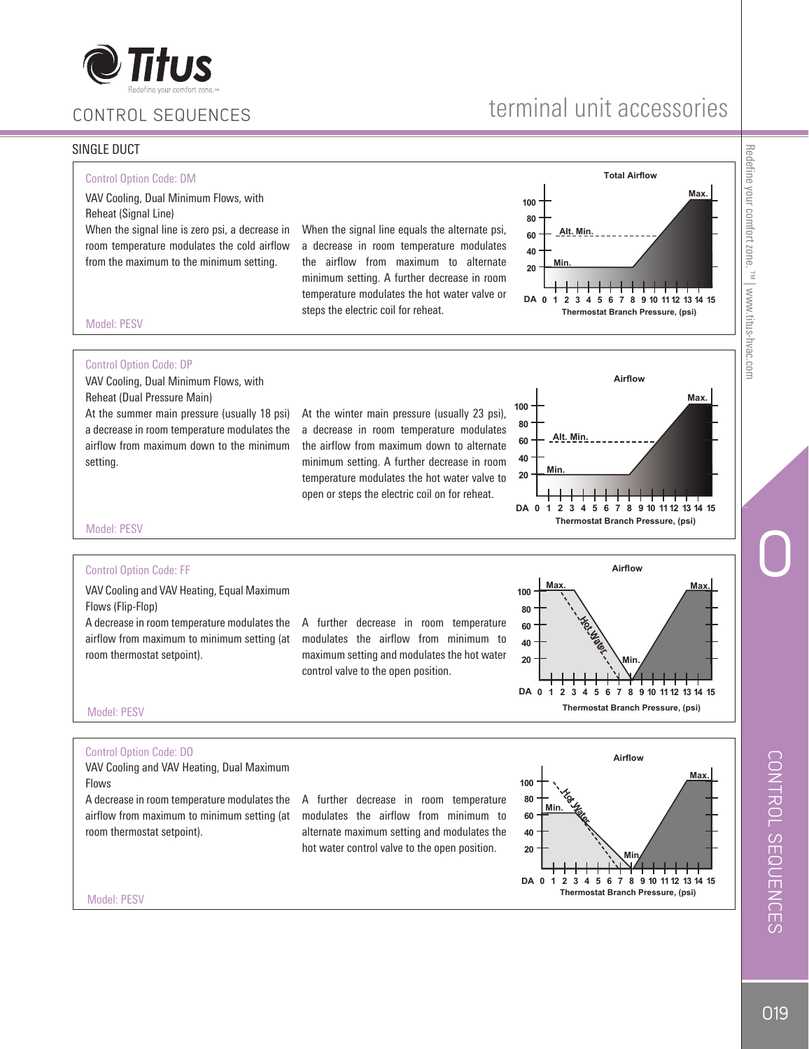# CONTROL SEQUENCES

## terminal unit accessories

### SINGLE DUCT

#### Control Option Code: DM

VAV Cooling, Dual Minimum Flows, with Reheat (Signal Line)

When the signal line is zero psi, a decrease in room temperature modulates the cold airflow from the maximum to the minimum setting.

When the signal line equals the alternate psi, a decrease in room temperature modulates the airflow from maximum to alternate minimum setting. A further decrease in room temperature modulates the hot water valve or steps the electric coil for reheat.

Total Airflow

Max.

Alt. Min.

Min.

DA 0 1 2 3 4 5 6 7 8 9 10 11 12 13 14 15

Thermostat Branch Pressure, (psi)

Model: PESV

#### Control Option Code: DP

VAV Cooling, Dual Minimum Flows, with Reheat (Dual Pressure Main)

At the summer main pressure (usually 18 psi) a decrease in room temperature modulates the airflow from maximum down to the minimum setting.

At the winter main pressure (usually 23 psi), a decrease in room temperature modulates the airflow from maximum down to alternate minimum setting. A further decrease in room temperature modulates the hot water valve to open or steps the electric coil on for reheat.

Airflow

Max.

Alt. Min.

Min.

DA 0 1 2 3 4 5 6 7 8 9 10 11 12 13 14 15

Thermostat Branch Pressure, (psi)

Model: PESV

#### Control Option Code: FF

VAV Cooling and VAV Heating, Equal Maximum Flows (Flip-Flop)

A decrease in room temperature modulates the airflow from maximum to minimum setting (at room thermostat setpoint).

A further decrease in room temperature modulates the airflow from minimum to maximum setting and modulates the hot water control valve to the open position.

Airflow

Max.

Hot Water

Min.

Max.

DA 0 1 2 3 4 5 6 7 8 9 10 11 12 13 14 15

Thermostat Branch Pressure, (psi)

Model: PESV

#### Control Option Code: DO

VAV Cooling and VAV Heating, Dual Maximum Flows

A decrease in room temperature modulates the airflow from maximum to minimum setting (at room thermostat setpoint).

A further decrease in room temperature modulates the airflow from minimum to alternate maximum setting and modulates the hot water control valve to the open position.

Airflow

Min.

Hot Water

Min.

Max.

DA 0 1 2 3 4 5 6 7 8 9 10 11 12 13 14 15

Thermostat Branch Pressure, (psi)

Model: PESV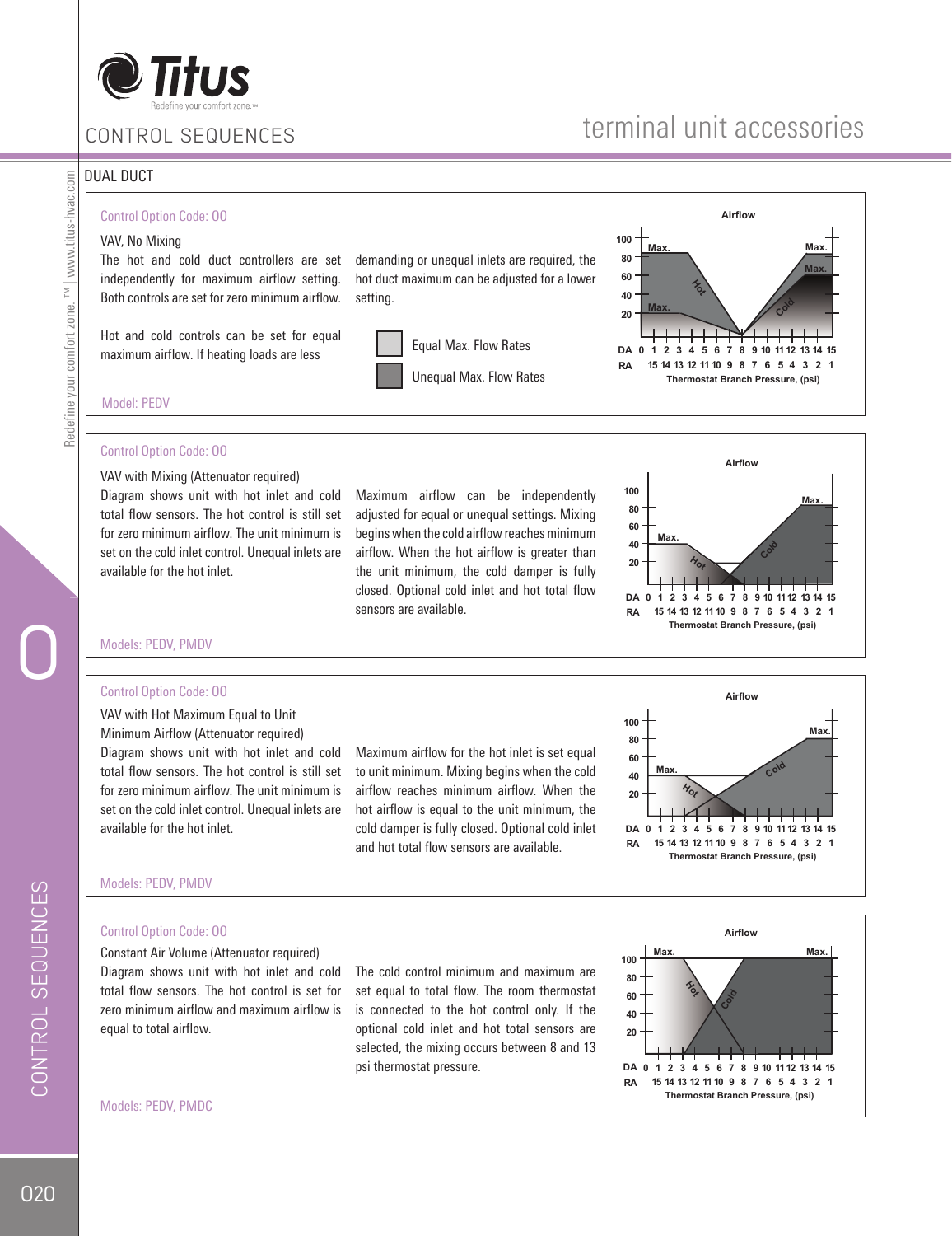# CONTROL SEQUENCES

terminal unit accessories

## DUAL DUCT

### Control Option Code: 00

VAV, No Mixing

The hot and cold duct controllers are set independently for maximum airflow setting. Both controls are set for zero minimum airflow.

Hot and cold controls can be set for equal maximum airflow. If heating loads are less demanding or unequal inlets are required, the hot duct maximum can be adjusted for a lower setting.

Equal Max. Flow Rates

Unequal Max. Flow Rates

Model: PEDV

### Control Option Code: 00

VAV with Mixing (Attenuator required)

Diagram shows unit with hot inlet and cold total flow sensors. The hot control is still set for zero minimum airflow. The unit minimum is set on the cold inlet control. Unequal inlets are available for the hot inlet.

Maximum airflow can be independently adjusted for equal or unequal settings. Mixing begins when the cold airflow reaches minimum airflow. When the hot airflow is greater than the unit minimum, the cold damper is fully closed. Optional cold inlet and hot total flow sensors are available.

Models: PEDV, PMDV

### Control Option Code: 00

VAV with Hot Maximum Equal to Unit Minimum Airflow (Attenuator required)

Diagram shows unit with hot inlet and cold total flow sensors. The hot control is still set for zero minimum airflow. The unit minimum is set on the cold inlet control. Unequal inlets are available for the hot inlet.

Maximum airflow for the hot inlet is set equal to unit minimum. Mixing begins when the cold airflow reaches minimum airflow. When the hot airflow is equal to the unit minimum, the cold damper is fully closed. Optional cold inlet and hot total flow sensors are available.

Models: PEDV, PMDV

### Control Option Code: 00

Constant Air Volume (Attenuator required)

Diagram shows unit with hot inlet and cold total flow sensors. The hot control is set for zero minimum airflow and maximum airflow is equal to total airflow.

The cold control minimum and maximum are set equal to total flow. The room thermostat is connected to the hot control only. If the optional cold inlet and hot total sensors are selected, the mixing occurs between 8 and 13 psi thermostat pressure.

Models: PEDV, PMDC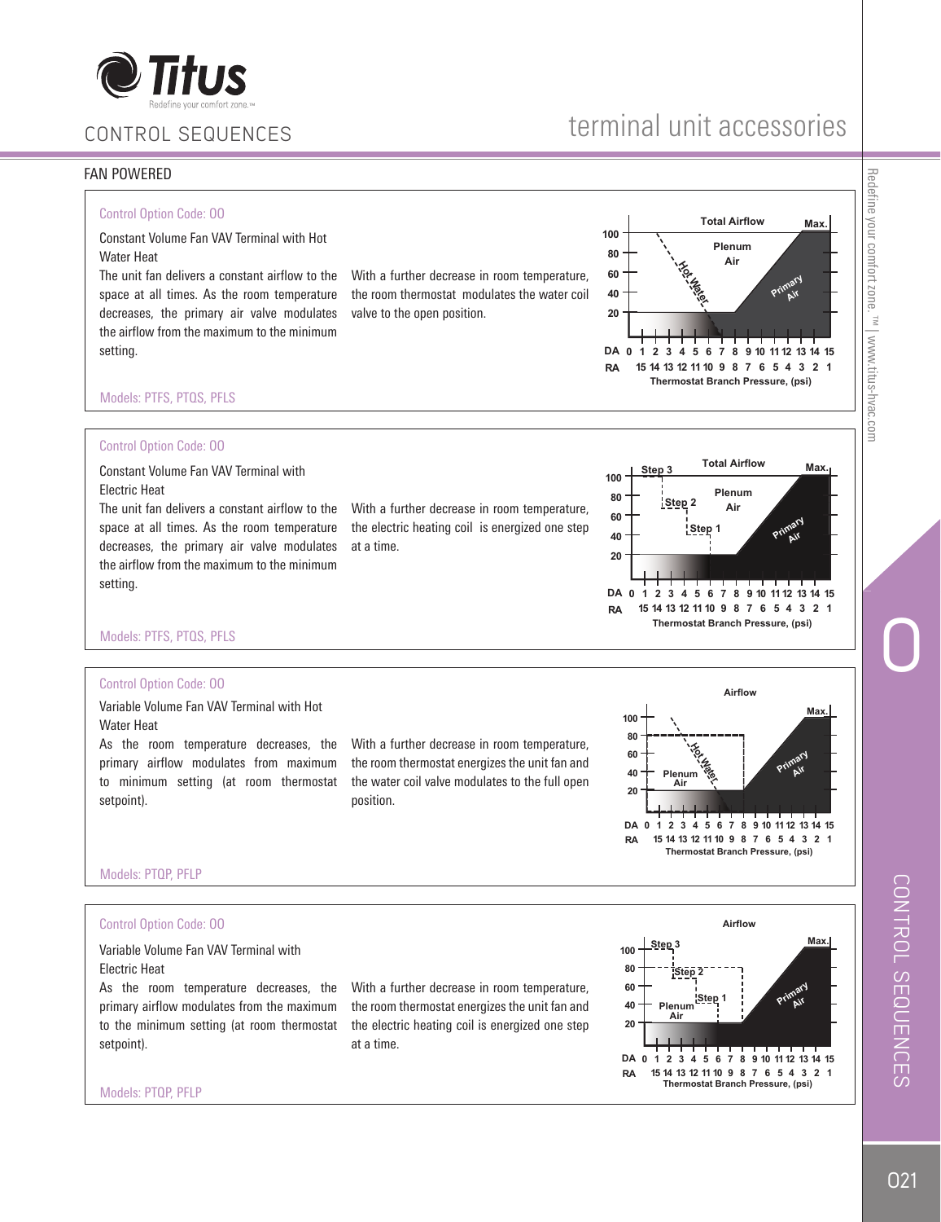# CONTROL SEQUENCES

## terminal unit accessories

### FAN POWERED

**Control Option Code: 00**

Constant Volume Fan VAV Terminal with Hot Water Heat

The unit fan delivers a constant airflow to the space at all times. As the room temperature decreases, the primary air valve modulates the airflow from the maximum to the minimum setting.

With a further decrease in room temperature, the room thermostat modulates the water coil valve to the open position.

Models: PTFS, PTQS, PFLS

---

**Control Option Code: 00**

Constant Volume Fan VAV Terminal with Electric Heat

The unit fan delivers a constant airflow to the space at all times. As the room temperature decreases, the primary air valve modulates the airflow from the maximum to the minimum setting.

With a further decrease in room temperature, the electric heating coil is energized one step at a time.

Models: PTFS, PTQS, PFLS

---

**Control Option Code: 00**

Variable Volume Fan VAV Terminal with Hot Water Heat

As the room temperature decreases, the primary airflow modulates from maximum to minimum setting (at room thermostat setpoint).

With a further decrease in room temperature, the room thermostat energizes the unit fan and the water coil valve modulates to the full open position.

Models: PTQP, PFLP

---

**Control Option Code: 00**

Variable Volume Fan VAV Terminal with Electric Heat

As the room temperature decreases, the primary airflow modulates from the maximum to the minimum setting (at room thermostat setpoint).

With a further decrease in room temperature, the room thermostat energizes the unit fan and the electric heating coil is energized one step at a time.

Models: PTQP, PFLP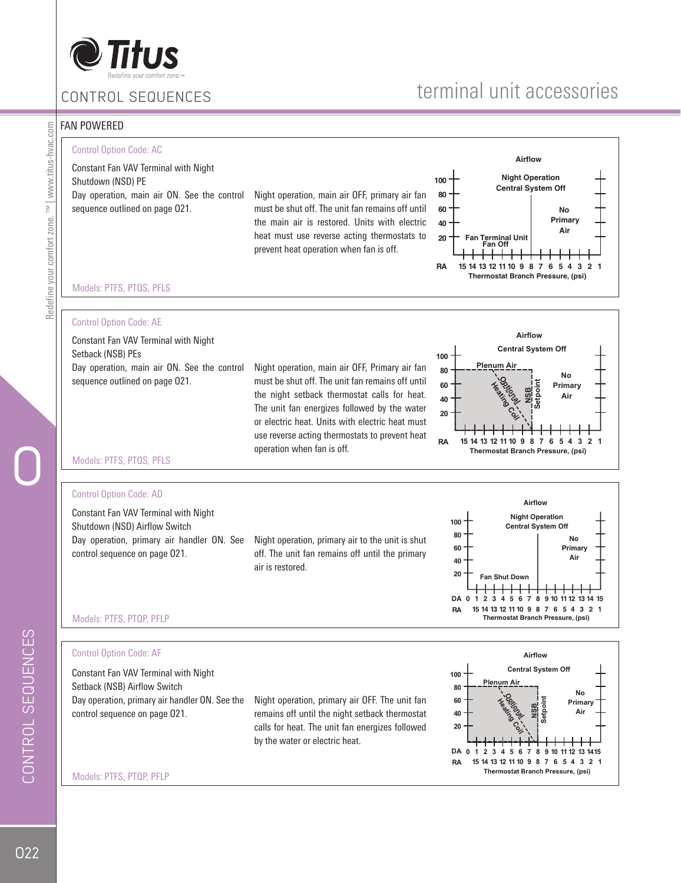# CONTROL SEQUENCES

terminal unit accessories

## FAN POWERED

### Control Option Code: AC

Constant Fan VAV Terminal with Night Shutdown (NSD) PE

Day operation, main air ON. See the control sequence outlined on page O21.

Night operation, main air OFF, primary air fan must be shut off. The unit fan remains off until the main air is restored. Units with electric heat must use reverse acting thermostats to prevent heat operation when fan is off.

Airflow
Night Operation
Central System Off
100
80
60
40
20
No Primary Air
Fan Terminal Unit Fan Off
RA 15 14 13 12 11 10 9 8 7 6 5 4 3 2 1
Thermostat Branch Pressure, (psi)

Models: PTFS, PTQS, PFLS

### Control Option Code: AE

Constant Fan VAV Terminal with Night Setback (NSB) PEs

Day operation, main air ON. See the control sequence outlined on page O21.

Night operation, main air OFF, Primary air fan must be shut off. The unit fan remains off until the night setback thermostat calls for heat. The unit fan energizes followed by the water or electric heat. Units with electric heat must use reverse acting thermostats to prevent heat operation when fan is off.

Airflow
Central System Off
100
80
60
40
20
Plenum Air
Optional Heating Coil
NSB Setpoint
No Primary Air
RA 15 14 13 12 11 10 9 8 7 6 5 4 3 2 1
Thermostat Branch Pressure, (psi)

Models: PTFS, PTQS, PFLS

### Control Option Code: AD

Constant Fan VAV Terminal with Night Shutdown (NSD) Airflow Switch

Day operation, primary air handler ON. See control sequence on page O21.

Night operation, primary air to the unit is shut off. The unit fan remains off until the primary air is restored.

Airflow
Night Operation
Central System Off
100
80
60
40
20
No Primary Air
Fan Shut Down
DA 0 1 2 3 4 5 6 7 8 9 10 11 12 13 14 15
RA 15 14 13 12 11 10 9 8 7 6 5 4 3 2 1
Thermostat Branch Pressure, (psi)

Models: PTFS, PTQP, PFLP

### Control Option Code: AF

Constant Fan VAV Terminal with Night Setback (NSB) Airflow Switch

Day operation, primary air handler ON. See the control sequence on page O21.

Night operation, primary air OFF. The unit fan remains off until the night setback thermostat calls for heat. The unit fan energizes followed by the water or electric heat.

Airflow
Central System Off
100
80
60
40
20
Plenum Air
Optional Heating Coil
NSB Setpoint
No Primary Air
DA 0 1 2 3 4 5 6 7 8 9 10 11 12 13 14 15
RA 15 14 13 12 11 10 9 8 7 6 5 4 3 2 1
Thermostat Branch Pressure, (psi)

Models: PTFS, PTQP, PFLP